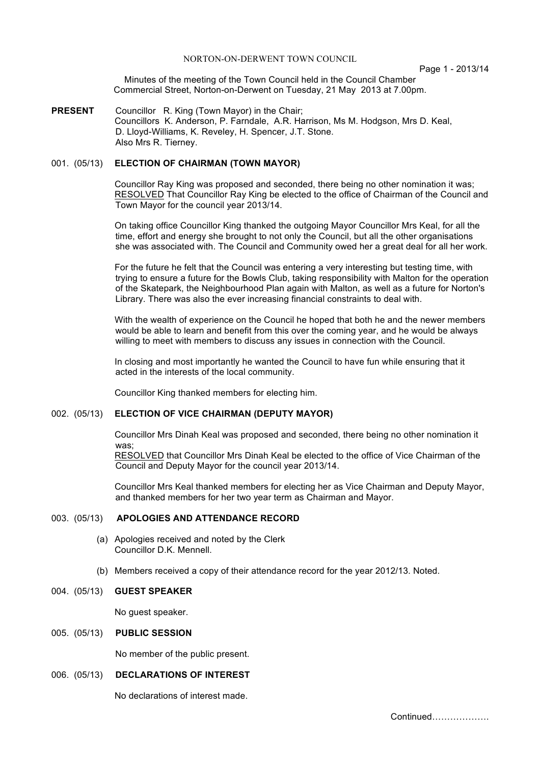# NORTON-ON-DERWENT TOWN COUNCIL

Minutes of the meeting of the Town Council held in the Council Chamber Commercial Street, Norton-on-Derwent on Tuesday, 21 May 2013 at 7.00pm.

**PRESENT** Councillor R. King (Town Mayor) in the Chair;
Councillors K. Anderson, P. Farndale, A.R. Harrison, Ms M. Hodgson, Mrs D. Keal, D. Lloyd-Williams, K. Reveley, H. Spencer, J.T. Stone.
Also Mrs R. Tierney.

## 001. (05/13) ELECTION OF CHAIRMAN (TOWN MAYOR)

Councillor Ray King was proposed and seconded, there being no other nomination it was;
RESOLVED That Councillor Ray King be elected to the office of Chairman of the Council and Town Mayor for the council year 2013/14.

On taking office Councillor King thanked the outgoing Mayor Councillor Mrs Keal, for all the time, effort and energy she brought to not only the Council, but all the other organisations she was associated with. The Council and Community owed her a great deal for all her work.

For the future he felt that the Council was entering a very interesting but testing time, with trying to ensure a future for the Bowls Club, taking responsibility with Malton for the operation of the Skatepark, the Neighbourhood Plan again with Malton, as well as a future for Norton's Library. There was also the ever increasing financial constraints to deal with.

With the wealth of experience on the Council he hoped that both he and the newer members would be able to learn and benefit from this over the coming year, and he would be always willing to meet with members to discuss any issues in connection with the Council.

In closing and most importantly he wanted the Council to have fun while ensuring that it acted in the interests of the local community.

Councillor King thanked members for electing him.

## 002. (05/13) ELECTION OF VICE CHAIRMAN (DEPUTY MAYOR)

Councillor Mrs Dinah Keal was proposed and seconded, there being no other nomination it was;
RESOLVED that Councillor Mrs Dinah Keal be elected to the office of Vice Chairman of the Council and Deputy Mayor for the council year 2013/14.

Councillor Mrs Keal thanked members for electing her as Vice Chairman and Deputy Mayor, and thanked members for her two year term as Chairman and Mayor.

## 003. (05/13) APOLOGIES AND ATTENDANCE RECORD

(a) Apologies received and noted by the Clerk
Councillor D.K. Mennell.

(b) Members received a copy of their attendance record for the year 2012/13. Noted.

## 004. (05/13) GUEST SPEAKER

No guest speaker.

## 005. (05/13) PUBLIC SESSION

No member of the public present.

## 006. (05/13) DECLARATIONS OF INTEREST

No declarations of interest made.

Continued……………….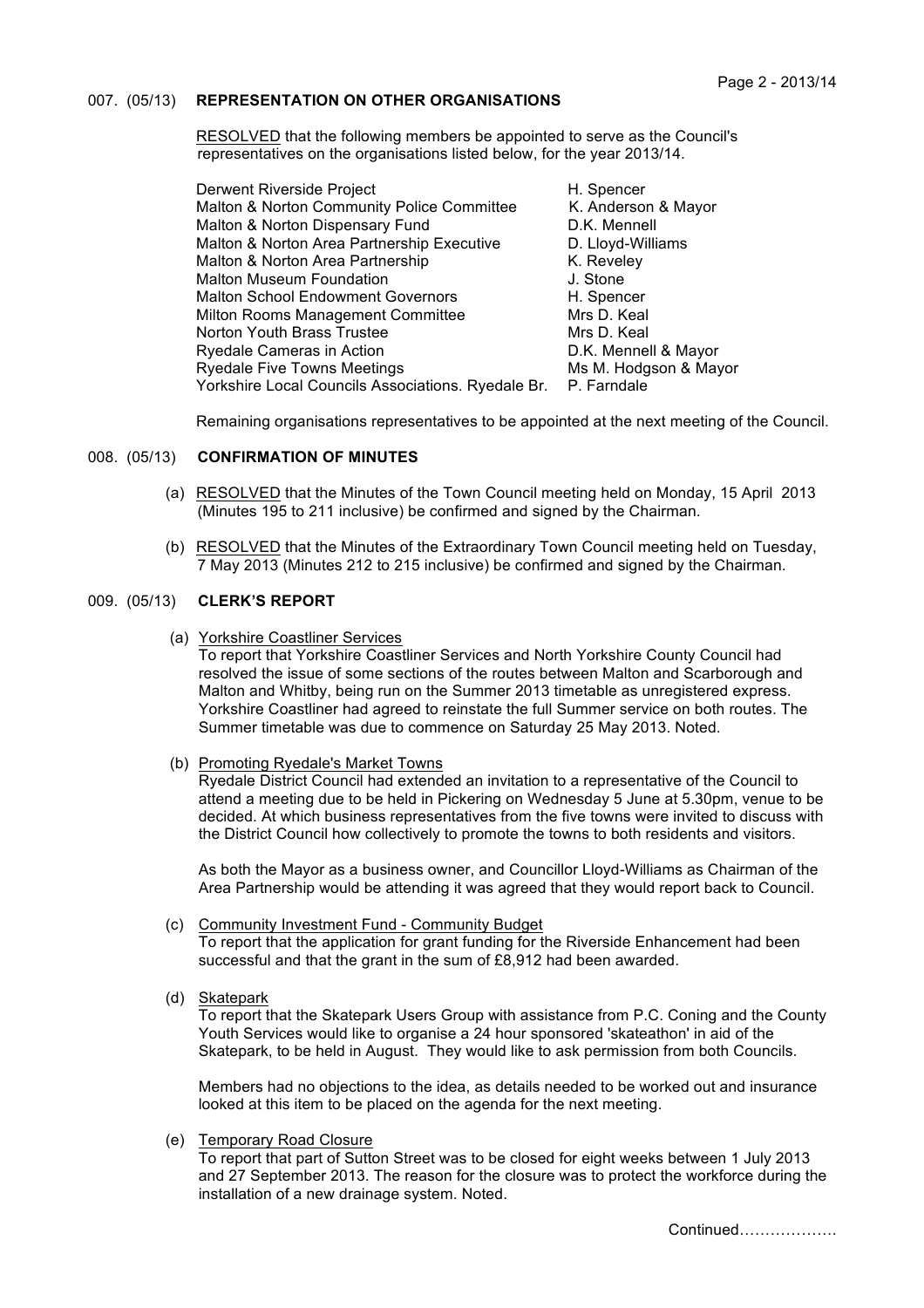## 007. (05/13) REPRESENTATION ON OTHER ORGANISATIONS

RESOLVED that the following members be appointed to serve as the Council's representatives on the organisations listed below, for the year 2013/14.

| Organisation | Representative |
|---|---|
| Derwent Riverside Project | H. Spencer |
| Malton & Norton Community Police Committee | K. Anderson & Mayor |
| Malton & Norton Dispensary Fund | D.K. Mennell |
| Malton & Norton Area Partnership Executive | D. Lloyd-Williams |
| Malton & Norton Area Partnership | K. Reveley |
| Malton Museum Foundation | J. Stone |
| Malton School Endowment Governors | H. Spencer |
| Milton Rooms Management Committee | Mrs D. Keal |
| Norton Youth Brass Trustee | Mrs D. Keal |
| Ryedale Cameras in Action | D.K. Mennell & Mayor |
| Ryedale Five Towns Meetings | Ms M. Hodgson & Mayor |
| Yorkshire Local Councils Associations. Ryedale Br. | P. Farndale |

Remaining organisations representatives to be appointed at the next meeting of the Council.

## 008. (05/13) CONFIRMATION OF MINUTES

(a) RESOLVED that the Minutes of the Town Council meeting held on Monday, 15 April 2013 (Minutes 195 to 211 inclusive) be confirmed and signed by the Chairman.

(b) RESOLVED that the Minutes of the Extraordinary Town Council meeting held on Tuesday, 7 May 2013 (Minutes 212 to 215 inclusive) be confirmed and signed by the Chairman.

## 009. (05/13) CLERK'S REPORT

(a) Yorkshire Coastliner Services
To report that Yorkshire Coastliner Services and North Yorkshire County Council had resolved the issue of some sections of the routes between Malton and Scarborough and Malton and Whitby, being run on the Summer 2013 timetable as unregistered express. Yorkshire Coastliner had agreed to reinstate the full Summer service on both routes. The Summer timetable was due to commence on Saturday 25 May 2013. Noted.

(b) Promoting Ryedale's Market Towns
Ryedale District Council had extended an invitation to a representative of the Council to attend a meeting due to be held in Pickering on Wednesday 5 June at 5.30pm, venue to be decided. At which business representatives from the five towns were invited to discuss with the District Council how collectively to promote the towns to both residents and visitors.

As both the Mayor as a business owner, and Councillor Lloyd-Williams as Chairman of the Area Partnership would be attending it was agreed that they would report back to Council.

(c) Community Investment Fund - Community Budget
To report that the application for grant funding for the Riverside Enhancement had been successful and that the grant in the sum of £8,912 had been awarded.

(d) Skatepark
To report that the Skatepark Users Group with assistance from P.C. Coning and the County Youth Services would like to organise a 24 hour sponsored 'skateathon' in aid of the Skatepark, to be held in August. They would like to ask permission from both Councils.

Members had no objections to the idea, as details needed to be worked out and insurance looked at this item to be placed on the agenda for the next meeting.

(e) Temporary Road Closure
To report that part of Sutton Street was to be closed for eight weeks between 1 July 2013 and 27 September 2013. The reason for the closure was to protect the workforce during the installation of a new drainage system. Noted.

Continued……………….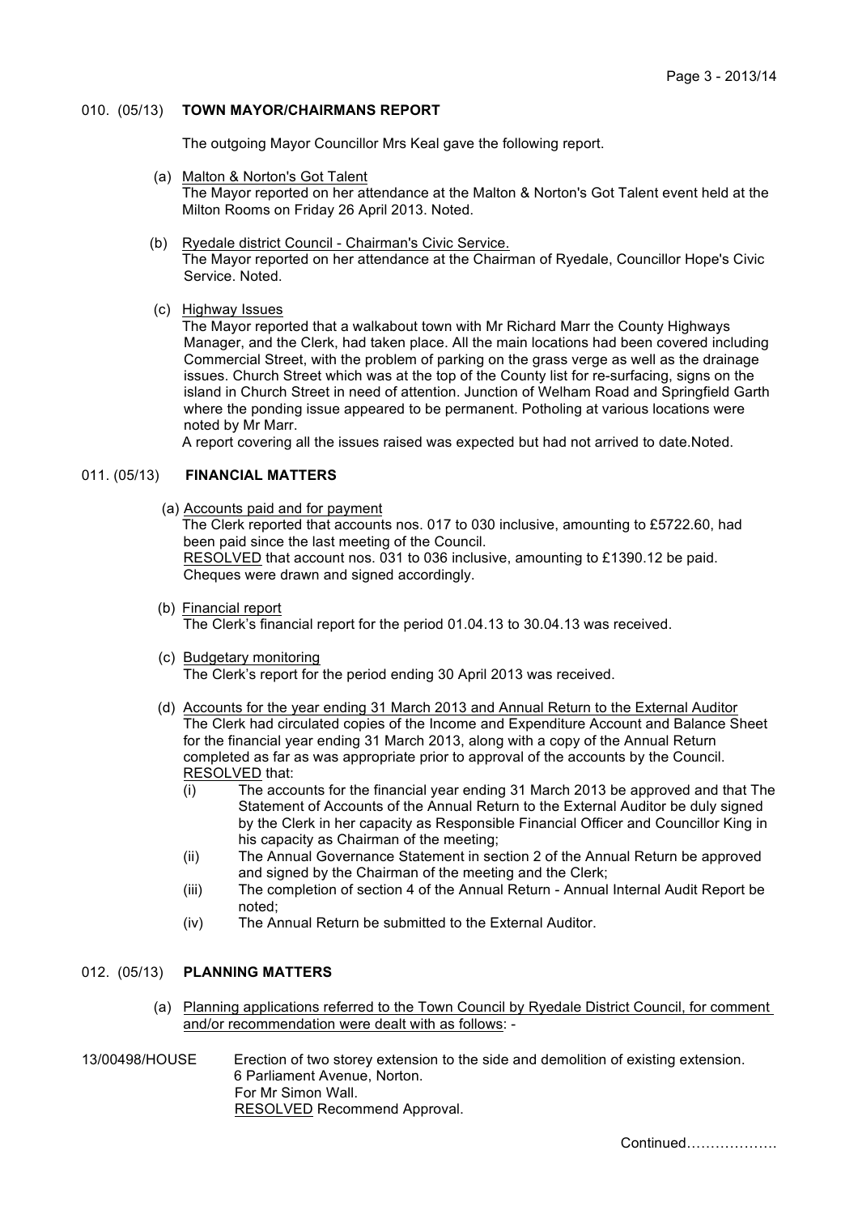### 010. (05/13) **TOWN MAYOR/CHAIRMANS REPORT**

The outgoing Mayor Councillor Mrs Keal gave the following report.

(a) Malton & Norton's Got Talent
The Mayor reported on her attendance at the Malton & Norton's Got Talent event held at the Milton Rooms on Friday 26 April 2013. Noted.

(b) Ryedale district Council - Chairman's Civic Service.
The Mayor reported on her attendance at the Chairman of Ryedale, Councillor Hope's Civic Service. Noted.

(c) Highway Issues
The Mayor reported that a walkabout town with Mr Richard Marr the County Highways Manager, and the Clerk, had taken place. All the main locations had been covered including Commercial Street, with the problem of parking on the grass verge as well as the drainage issues. Church Street which was at the top of the County list for re-surfacing, signs on the island in Church Street in need of attention. Junction of Welham Road and Springfield Garth where the ponding issue appeared to be permanent. Potholing at various locations were noted by Mr Marr.
A report covering all the issues raised was expected but had not arrived to date.Noted.

### 011. (05/13) **FINANCIAL MATTERS**

(a) Accounts paid and for payment
The Clerk reported that accounts nos. 017 to 030 inclusive, amounting to £5722.60, had been paid since the last meeting of the Council.
RESOLVED that account nos. 031 to 036 inclusive, amounting to £1390.12 be paid. Cheques were drawn and signed accordingly.

(b) Financial report
The Clerk's financial report for the period 01.04.13 to 30.04.13 was received.

(c) Budgetary monitoring
The Clerk's report for the period ending 30 April 2013 was received.

(d) Accounts for the year ending 31 March 2013 and Annual Return to the External Auditor
The Clerk had circulated copies of the Income and Expenditure Account and Balance Sheet for the financial year ending 31 March 2013, along with a copy of the Annual Return completed as far as was appropriate prior to approval of the accounts by the Council.
RESOLVED that:

(i) The accounts for the financial year ending 31 March 2013 be approved and that The Statement of Accounts of the Annual Return to the External Auditor be duly signed by the Clerk in her capacity as Responsible Financial Officer and Councillor King in his capacity as Chairman of the meeting;

(ii) The Annual Governance Statement in section 2 of the Annual Return be approved and signed by the Chairman of the meeting and the Clerk;

(iii) The completion of section 4 of the Annual Return - Annual Internal Audit Report be noted;

(iv) The Annual Return be submitted to the External Auditor.

### 012. (05/13) **PLANNING MATTERS**

(a) Planning applications referred to the Town Council by Ryedale District Council, for comment and/or recommendation were dealt with as follows: -

13/00498/HOUSE Erection of two storey extension to the side and demolition of existing extension.
6 Parliament Avenue, Norton.
For Mr Simon Wall.
RESOLVED Recommend Approval.

Continued……………….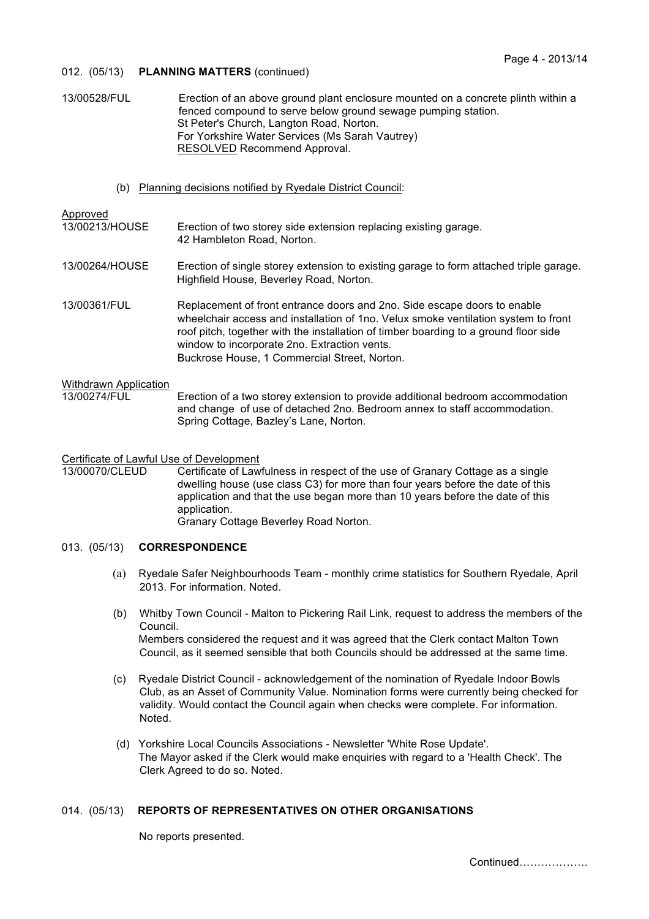012. (05/13) **PLANNING MATTERS** (continued)

13/00528/FUL — Erection of an above ground plant enclosure mounted on a concrete plinth within a fenced compound to serve below ground sewage pumping station.
St Peter's Church, Langton Road, Norton.
For Yorkshire Water Services (Ms Sarah Vautrey)
RESOLVED Recommend Approval.

(b) Planning decisions notified by Ryedale District Council:

Approved

13/00213/HOUSE — Erection of two storey side extension replacing existing garage.
42 Hambleton Road, Norton.

13/00264/HOUSE — Erection of single storey extension to existing garage to form attached triple garage.
Highfield House, Beverley Road, Norton.

13/00361/FUL — Replacement of front entrance doors and 2no. Side escape doors to enable wheelchair access and installation of 1no. Velux smoke ventilation system to front roof pitch, together with the installation of timber boarding to a ground floor side window to incorporate 2no. Extraction vents.
Buckrose House, 1 Commercial Street, Norton.

Withdrawn Application

13/00274/FUL — Erection of a two storey extension to provide additional bedroom accommodation and change of use of detached 2no. Bedroom annex to staff accommodation.
Spring Cottage, Bazley's Lane, Norton.

Certificate of Lawful Use of Development

13/00070/CLEUD — Certificate of Lawfulness in respect of the use of Granary Cottage as a single dwelling house (use class C3) for more than four years before the date of this application and that the use began more than 10 years before the date of this application.
Granary Cottage Beverley Road Norton.

013. (05/13) **CORRESPONDENCE**

(a) Ryedale Safer Neighbourhoods Team - monthly crime statistics for Southern Ryedale, April 2013. For information. Noted.

(b) Whitby Town Council - Malton to Pickering Rail Link, request to address the members of the Council.
Members considered the request and it was agreed that the Clerk contact Malton Town Council, as it seemed sensible that both Councils should be addressed at the same time.

(c) Ryedale District Council - acknowledgement of the nomination of Ryedale Indoor Bowls Club, as an Asset of Community Value. Nomination forms were currently being checked for validity. Would contact the Council again when checks were complete. For information. Noted.

(d) Yorkshire Local Councils Associations - Newsletter 'White Rose Update'.
The Mayor asked if the Clerk would make enquiries with regard to a 'Health Check'. The Clerk Agreed to do so. Noted.

014. (05/13) **REPORTS OF REPRESENTATIVES ON OTHER ORGANISATIONS**

No reports presented.

Continued……………….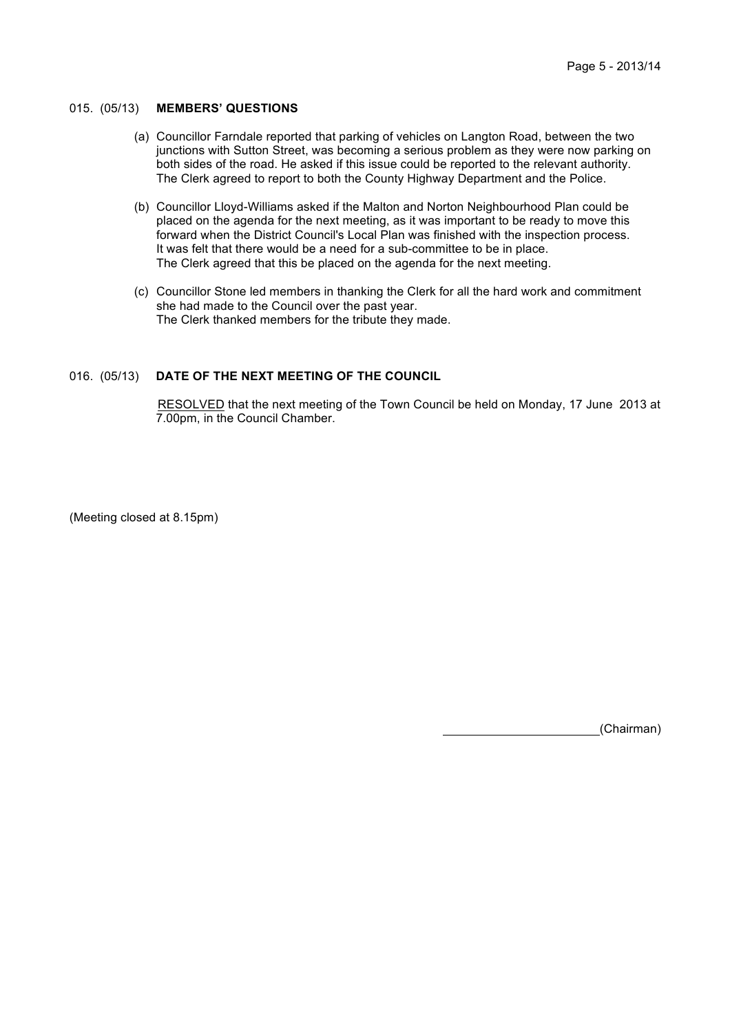### 015. (05/13) **MEMBERS' QUESTIONS**

(a) Councillor Farndale reported that parking of vehicles on Langton Road, between the two junctions with Sutton Street, was becoming a serious problem as they were now parking on both sides of the road. He asked if this issue could be reported to the relevant authority.
The Clerk agreed to report to both the County Highway Department and the Police.

(b) Councillor Lloyd-Williams asked if the Malton and Norton Neighbourhood Plan could be placed on the agenda for the next meeting, as it was important to be ready to move this forward when the District Council's Local Plan was finished with the inspection process. It was felt that there would be a need for a sub-committee to be in place.
The Clerk agreed that this be placed on the agenda for the next meeting.

(c) Councillor Stone led members in thanking the Clerk for all the hard work and commitment she had made to the Council over the past year.
The Clerk thanked members for the tribute they made.

### 016. (05/13) **DATE OF THE NEXT MEETING OF THE COUNCIL**

RESOLVED that the next meeting of the Town Council be held on Monday, 17 June 2013 at 7.00pm, in the Council Chamber.

(Meeting closed at 8.15pm)

_______________________(Chairman)